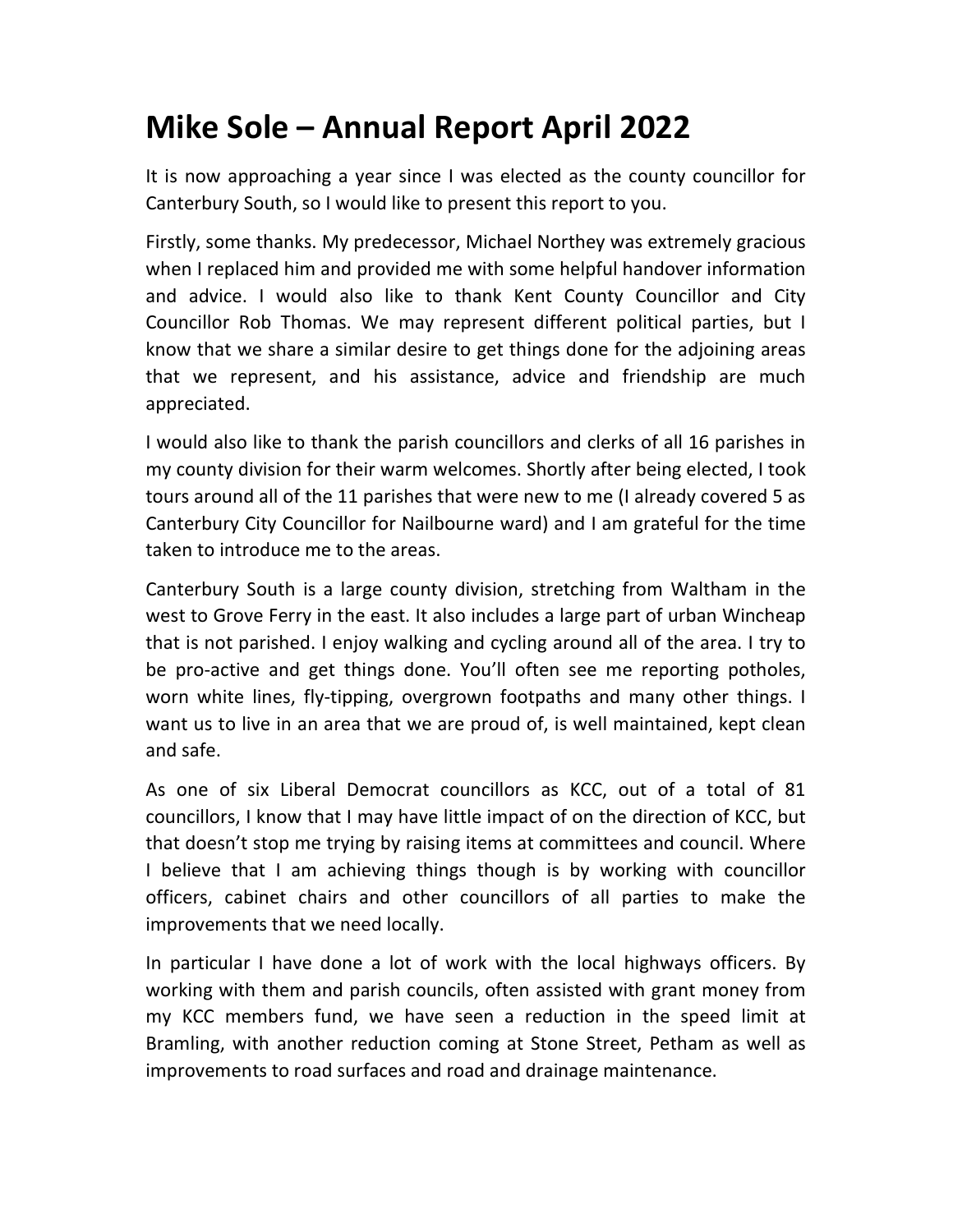# Mike Sole – Annual Report April 2022

It is now approaching a year since I was elected as the county councillor for Canterbury South, so I would like to present this report to you.

Firstly, some thanks. My predecessor, Michael Northey was extremely gracious when I replaced him and provided me with some helpful handover information and advice. I would also like to thank Kent County Councillor and City Councillor Rob Thomas. We may represent different political parties, but I know that we share a similar desire to get things done for the adjoining areas that we represent, and his assistance, advice and friendship are much appreciated.

I would also like to thank the parish councillors and clerks of all 16 parishes in my county division for their warm welcomes. Shortly after being elected, I took tours around all of the 11 parishes that were new to me (I already covered 5 as Canterbury City Councillor for Nailbourne ward) and I am grateful for the time taken to introduce me to the areas.

Canterbury South is a large county division, stretching from Waltham in the west to Grove Ferry in the east. It also includes a large part of urban Wincheap that is not parished. I enjoy walking and cycling around all of the area. I try to be pro-active and get things done. You'll often see me reporting potholes, worn white lines, fly-tipping, overgrown footpaths and many other things. I want us to live in an area that we are proud of, is well maintained, kept clean and safe.

As one of six Liberal Democrat councillors as KCC, out of a total of 81 councillors, I know that I may have little impact of on the direction of KCC, but that doesn't stop me trying by raising items at committees and council. Where I believe that I am achieving things though is by working with councillor officers, cabinet chairs and other councillors of all parties to make the improvements that we need locally.

In particular I have done a lot of work with the local highways officers. By working with them and parish councils, often assisted with grant money from my KCC members fund, we have seen a reduction in the speed limit at Bramling, with another reduction coming at Stone Street, Petham as well as improvements to road surfaces and road and drainage maintenance.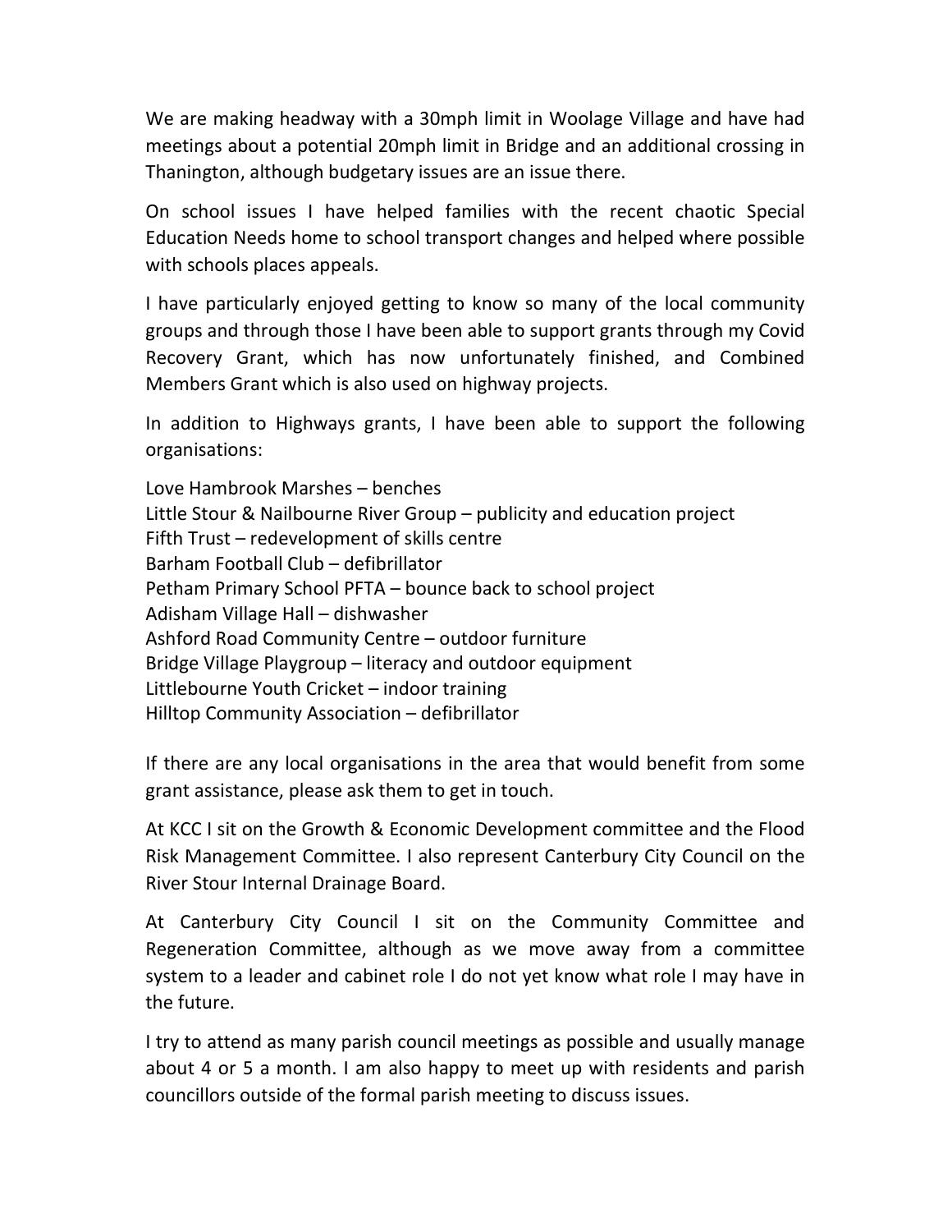We are making headway with a 30mph limit in Woolage Village and have had meetings about a potential 20mph limit in Bridge and an additional crossing in Thanington, although budgetary issues are an issue there.

On school issues I have helped families with the recent chaotic Special Education Needs home to school transport changes and helped where possible with schools places appeals.

I have particularly enjoyed getting to know so many of the local community groups and through those I have been able to support grants through my Covid Recovery Grant, which has now unfortunately finished, and Combined Members Grant which is also used on highway projects.

In addition to Highways grants, I have been able to support the following organisations:

Love Hambrook Marshes – benches
Little Stour & Nailbourne River Group – publicity and education project
Fifth Trust – redevelopment of skills centre
Barham Football Club – defibrillator
Petham Primary School PFTA – bounce back to school project
Adisham Village Hall – dishwasher
Ashford Road Community Centre – outdoor furniture
Bridge Village Playgroup – literacy and outdoor equipment
Littlebourne Youth Cricket – indoor training
Hilltop Community Association – defibrillator

If there are any local organisations in the area that would benefit from some grant assistance, please ask them to get in touch.

At KCC I sit on the Growth & Economic Development committee and the Flood Risk Management Committee. I also represent Canterbury City Council on the River Stour Internal Drainage Board.

At Canterbury City Council I sit on the Community Committee and Regeneration Committee, although as we move away from a committee system to a leader and cabinet role I do not yet know what role I may have in the future.

I try to attend as many parish council meetings as possible and usually manage about 4 or 5 a month. I am also happy to meet up with residents and parish councillors outside of the formal parish meeting to discuss issues.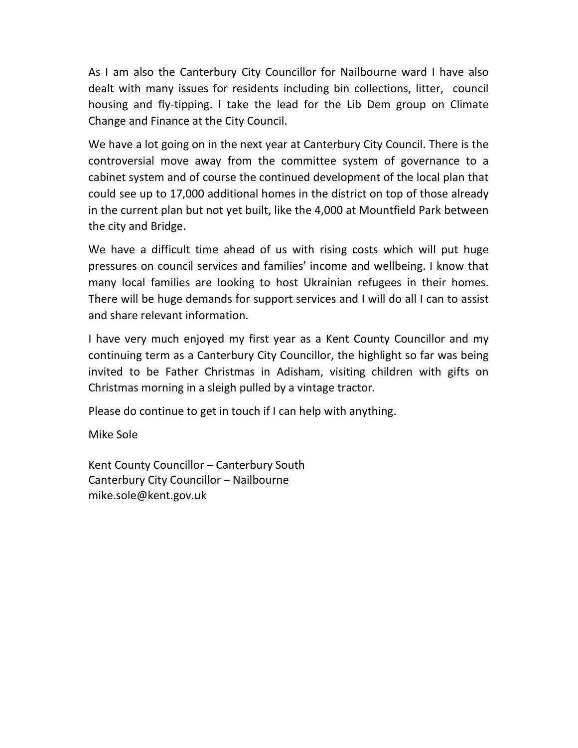As I am also the Canterbury City Councillor for Nailbourne ward I have also dealt with many issues for residents including bin collections, litter, council housing and fly-tipping. I take the lead for the Lib Dem group on Climate Change and Finance at the City Council.

We have a lot going on in the next year at Canterbury City Council. There is the controversial move away from the committee system of governance to a cabinet system and of course the continued development of the local plan that could see up to 17,000 additional homes in the district on top of those already in the current plan but not yet built, like the 4,000 at Mountfield Park between the city and Bridge.

We have a difficult time ahead of us with rising costs which will put huge pressures on council services and families' income and wellbeing. I know that many local families are looking to host Ukrainian refugees in their homes. There will be huge demands for support services and I will do all I can to assist and share relevant information.

I have very much enjoyed my first year as a Kent County Councillor and my continuing term as a Canterbury City Councillor, the highlight so far was being invited to be Father Christmas in Adisham, visiting children with gifts on Christmas morning in a sleigh pulled by a vintage tractor.

Please do continue to get in touch if I can help with anything.

Mike Sole

Kent County Councillor – Canterbury South
Canterbury City Councillor – Nailbourne
mike.sole@kent.gov.uk